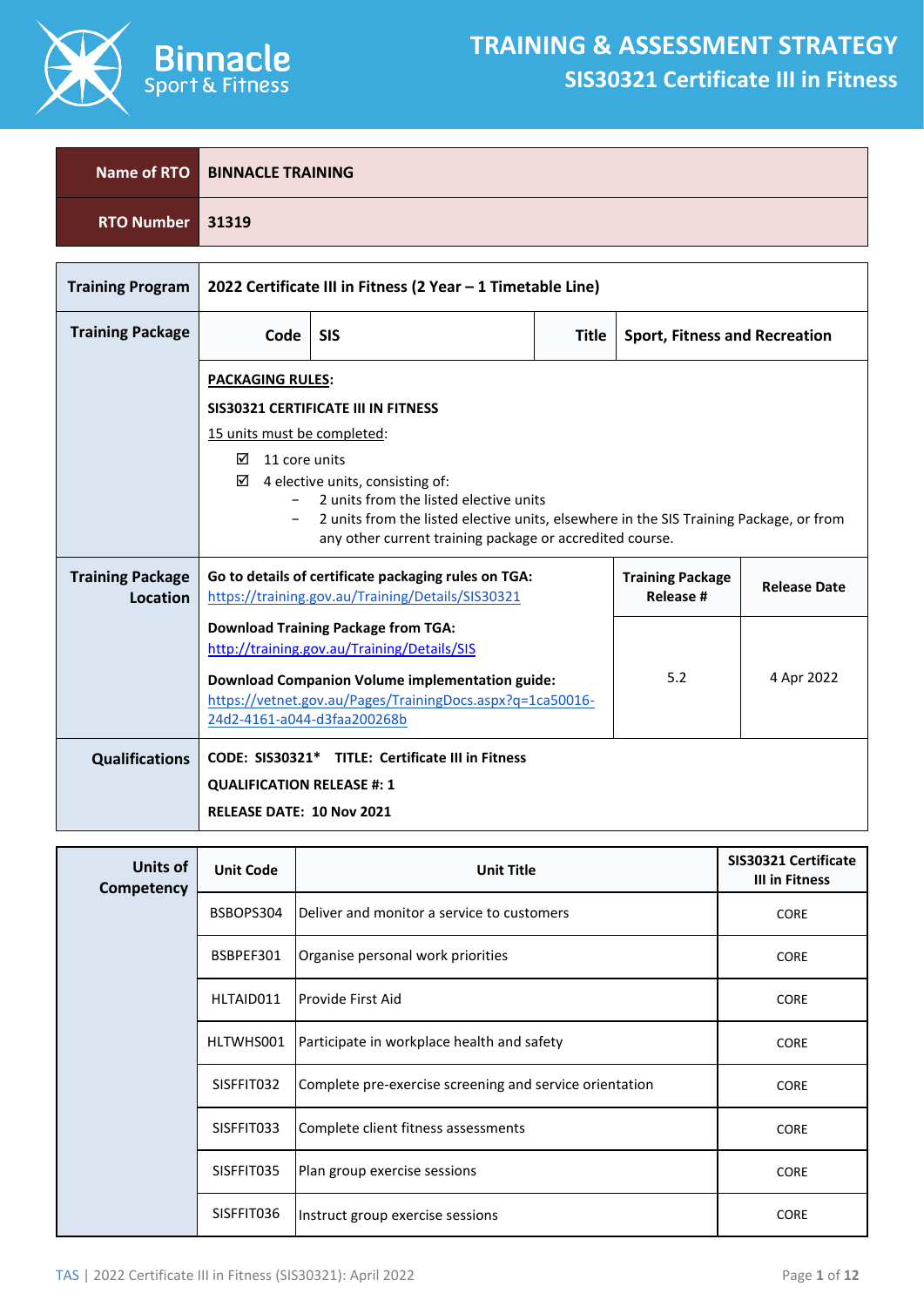# TRAINING & ASSESSMENT STRATEGY
## SIS30321 Certificate III in Fitness

| Name of RTO | BINNACLE TRAINING |
|---|---|
| RTO Number | 31319 |

| Training Program | 2022 Certificate III in Fitness (2 Year – 1 Timetable Line) | | |
|---|---|---|---|
| Training Package | Code: SIS | Title: Sport, Fitness and Recreation | |

**PACKAGING RULES:**

**SIS30321 CERTIFICATE III IN FITNESS**

15 units must be completed:

- ☑ 11 core units
- ☑ 4 elective units, consisting of:
  - 2 units from the listed elective units
  - 2 units from the listed elective units, elsewhere in the SIS Training Package, or from any other current training package or accredited course.

| Training Package Location | | Training Package Release # | Release Date |
|---|---|---|---|
| | **Go to details of certificate packaging rules on TGA:** https://training.gov.au/Training/Details/SIS30321 | | |
| | **Download Training Package from TGA:** http://training.gov.au/Training/Details/SIS<br>**Download Companion Volume implementation guide:** https://vetnet.gov.au/Pages/TrainingDocs.aspx?q=1ca50016-24d2-4161-a044-d3faa200268b | 5.2 | 4 Apr 2022 |

**Qualifications**

**CODE: SIS30321\* TITLE: Certificate III in Fitness**

**QUALIFICATION RELEASE #: 1**

**RELEASE DATE: 10 Nov 2021**

**Units of Competency**

| Unit Code | Unit Title | SIS30321 Certificate III in Fitness |
|---|---|---|
| BSBOPS304 | Deliver and monitor a service to customers | CORE |
| BSBPEF301 | Organise personal work priorities | CORE |
| HLTAID011 | Provide First Aid | CORE |
| HLTWHS001 | Participate in workplace health and safety | CORE |
| SISFFIT032 | Complete pre-exercise screening and service orientation | CORE |
| SISFFIT033 | Complete client fitness assessments | CORE |
| SISFFIT035 | Plan group exercise sessions | CORE |
| SISFFIT036 | Instruct group exercise sessions | CORE |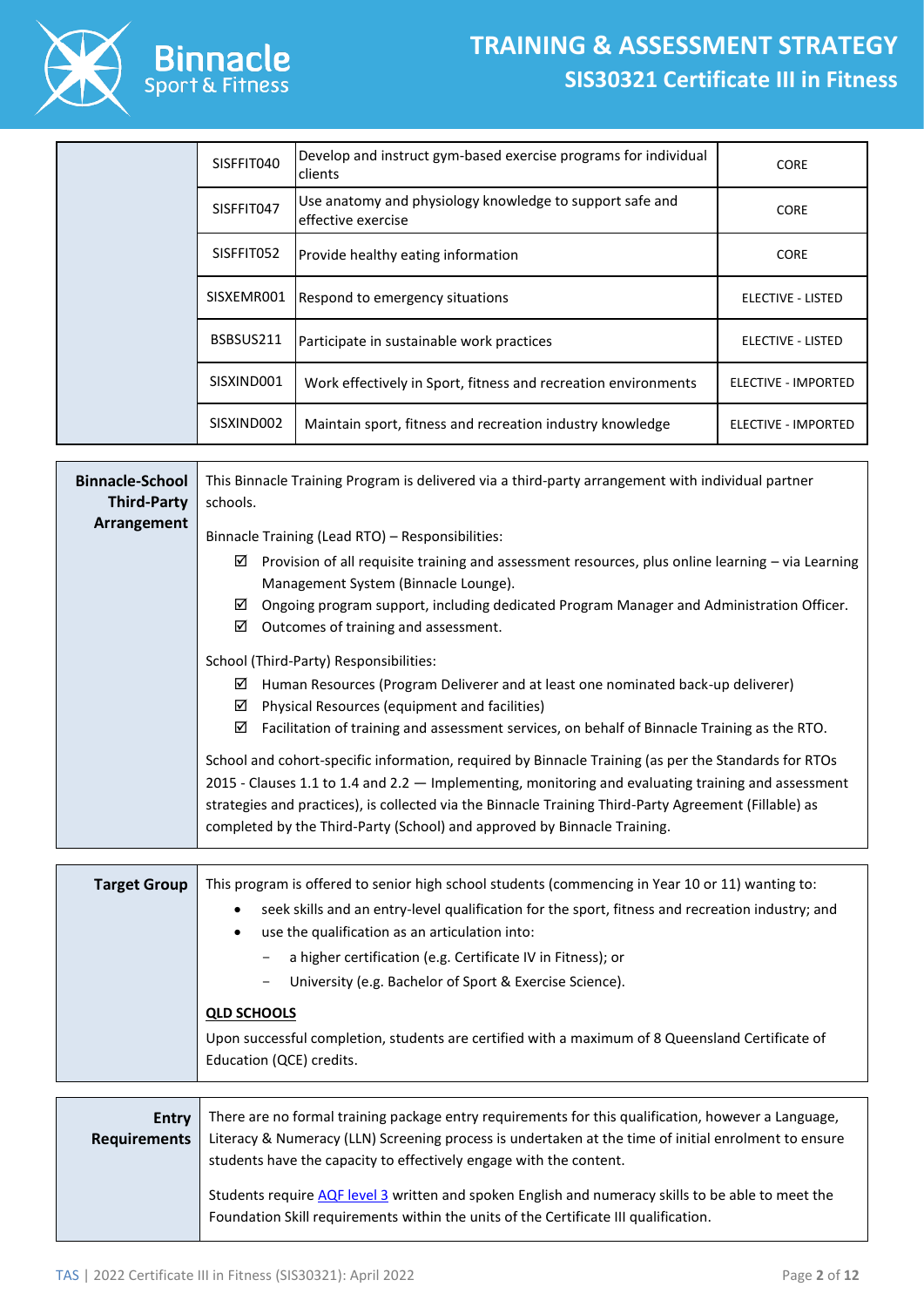| | | | |
|---|---|---|---|
| | SISFFIT040 | Develop and instruct gym-based exercise programs for individual clients | CORE |
| | SISFFIT047 | Use anatomy and physiology knowledge to support safe and effective exercise | CORE |
| | SISFFIT052 | Provide healthy eating information | CORE |
| | SISXEMR001 | Respond to emergency situations | ELECTIVE - LISTED |
| | BSBSUS211 | Participate in sustainable work practices | ELECTIVE - LISTED |
| | SISXIND001 | Work effectively in Sport, fitness and recreation environments | ELECTIVE - IMPORTED |
| | SISXIND002 | Maintain sport, fitness and recreation industry knowledge | ELECTIVE - IMPORTED |

**Binnacle-School Third-Party Arrangement**

This Binnacle Training Program is delivered via a third-party arrangement with individual partner schools.

Binnacle Training (Lead RTO) – Responsibilities:

- ☑ Provision of all requisite training and assessment resources, plus online learning – via Learning Management System (Binnacle Lounge).
- ☑ Ongoing program support, including dedicated Program Manager and Administration Officer.
- ☑ Outcomes of training and assessment.

School (Third-Party) Responsibilities:

- ☑ Human Resources (Program Deliverer and at least one nominated back-up deliverer)
- ☑ Physical Resources (equipment and facilities)
- ☑ Facilitation of training and assessment services, on behalf of Binnacle Training as the RTO.

School and cohort-specific information, required by Binnacle Training (as per the Standards for RTOs 2015 - Clauses 1.1 to 1.4 and 2.2 — Implementing, monitoring and evaluating training and assessment strategies and practices), is collected via the Binnacle Training Third-Party Agreement (Fillable) as completed by the Third-Party (School) and approved by Binnacle Training.

**Target Group**

This program is offered to senior high school students (commencing in Year 10 or 11) wanting to:

- seek skills and an entry-level qualification for the sport, fitness and recreation industry; and
- use the qualification as an articulation into:
  - a higher certification (e.g. Certificate IV in Fitness); or
  - University (e.g. Bachelor of Sport & Exercise Science).

**QLD SCHOOLS**

Upon successful completion, students are certified with a maximum of 8 Queensland Certificate of Education (QCE) credits.

**Entry Requirements**

There are no formal training package entry requirements for this qualification, however a Language, Literacy & Numeracy (LLN) Screening process is undertaken at the time of initial enrolment to ensure students have the capacity to effectively engage with the content.

Students require AQF level 3 written and spoken English and numeracy skills to be able to meet the Foundation Skill requirements within the units of the Certificate III qualification.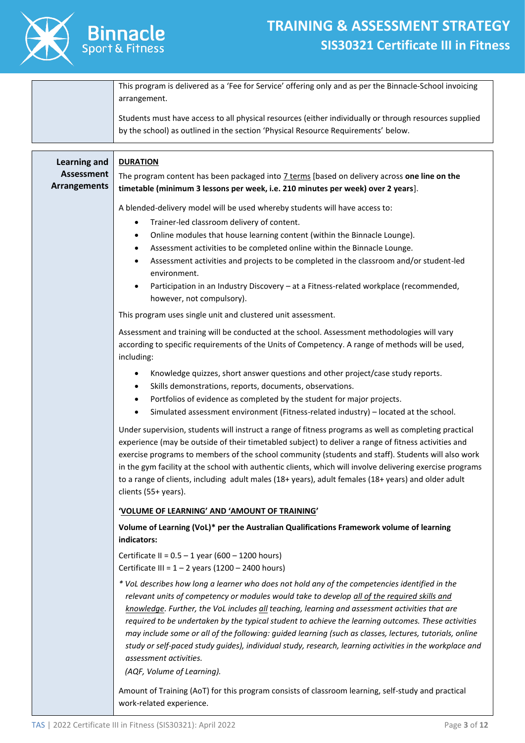This program is delivered as a 'Fee for Service' offering only and as per the Binnacle-School invoicing arrangement.

Students must have access to all physical resources (either individually or through resources supplied by the school) as outlined in the section 'Physical Resource Requirements' below.

**Learning and Assessment Arrangements**

**DURATION**

The program content has been packaged into 7 terms [based on delivery across **one line on the timetable (minimum 3 lessons per week, i.e. 210 minutes per week) over 2 years**].

A blended-delivery model will be used whereby students will have access to:

- Trainer-led classroom delivery of content.
- Online modules that house learning content (within the Binnacle Lounge).
- Assessment activities to be completed online within the Binnacle Lounge.
- Assessment activities and projects to be completed in the classroom and/or student-led environment.
- Participation in an Industry Discovery – at a Fitness-related workplace (recommended, however, not compulsory).

This program uses single unit and clustered unit assessment.

Assessment and training will be conducted at the school. Assessment methodologies will vary according to specific requirements of the Units of Competency. A range of methods will be used, including:

- Knowledge quizzes, short answer questions and other project/case study reports.
- Skills demonstrations, reports, documents, observations.
- Portfolios of evidence as completed by the student for major projects.
- Simulated assessment environment (Fitness-related industry) – located at the school.

Under supervision, students will instruct a range of fitness programs as well as completing practical experience (may be outside of their timetabled subject) to deliver a range of fitness activities and exercise programs to members of the school community (students and staff). Students will also work in the gym facility at the school with authentic clients, which will involve delivering exercise programs to a range of clients, including adult males (18+ years), adult females (18+ years) and older adult clients (55+ years).

**'VOLUME OF LEARNING' AND 'AMOUNT OF TRAINING'**

**Volume of Learning (VoL)* per the Australian Qualifications Framework volume of learning indicators:**

Certificate II = 0.5 – 1 year (600 – 1200 hours)
Certificate III = 1 – 2 years (1200 – 2400 hours)

*\* VoL describes how long a learner who does not hold any of the competencies identified in the relevant units of competency or modules would take to develop all of the required skills and knowledge. Further, the VoL includes all teaching, learning and assessment activities that are required to be undertaken by the typical student to achieve the learning outcomes. These activities may include some or all of the following: guided learning (such as classes, lectures, tutorials, online study or self-paced study guides), individual study, research, learning activities in the workplace and assessment activities.*
*(AQF, Volume of Learning).*

Amount of Training (AoT) for this program consists of classroom learning, self-study and practical work-related experience.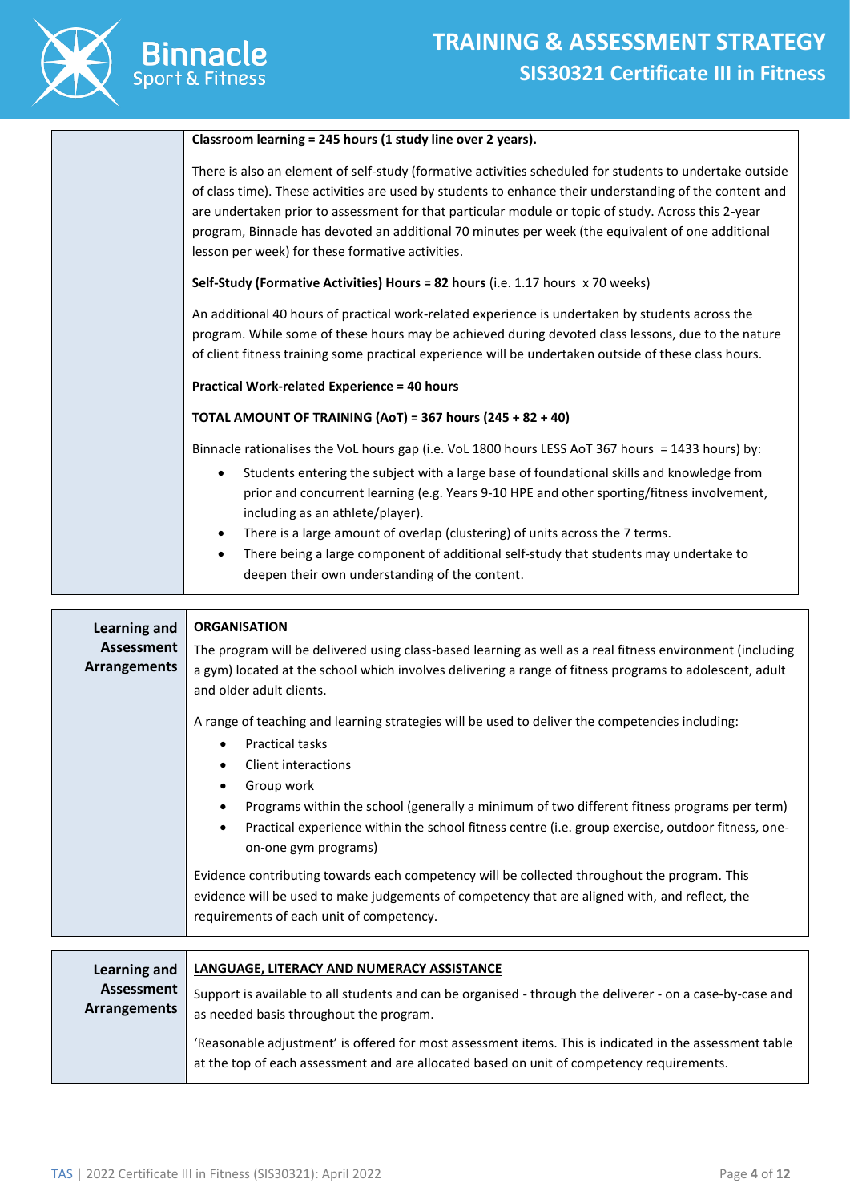| | |
|---|---|
| | **Classroom learning = 245 hours (1 study line over 2 years).**<br><br>There is also an element of self-study (formative activities scheduled for students to undertake outside of class time). These activities are used by students to enhance their understanding of the content and are undertaken prior to assessment for that particular module or topic of study. Across this 2-year program, Binnacle has devoted an additional 70 minutes per week (the equivalent of one additional lesson per week) for these formative activities.<br><br>**Self-Study (Formative Activities) Hours = 82 hours** (i.e. 1.17 hours x 70 weeks)<br><br>An additional 40 hours of practical work-related experience is undertaken by students across the program. While some of these hours may be achieved during devoted class lessons, due to the nature of client fitness training some practical experience will be undertaken outside of these class hours.<br><br>**Practical Work-related Experience = 40 hours**<br><br>**TOTAL AMOUNT OF TRAINING (AoT) = 367 hours (245 + 82 + 40)**<br><br>Binnacle rationalises the VoL hours gap (i.e. VoL 1800 hours LESS AoT 367 hours = 1433 hours) by:<br>• Students entering the subject with a large base of foundational skills and knowledge from prior and concurrent learning (e.g. Years 9-10 HPE and other sporting/fitness involvement, including as an athlete/player).<br>• There is a large amount of overlap (clustering) of units across the 7 terms.<br>• There being a large component of additional self-study that students may undertake to deepen their own understanding of the content. |

| | |
|---|---|
| **Learning and Assessment Arrangements** | **ORGANISATION**<br><br>The program will be delivered using class-based learning as well as a real fitness environment (including a gym) located at the school which involves delivering a range of fitness programs to adolescent, adult and older adult clients.<br><br>A range of teaching and learning strategies will be used to deliver the competencies including:<br>• Practical tasks<br>• Client interactions<br>• Group work<br>• Programs within the school (generally a minimum of two different fitness programs per term)<br>• Practical experience within the school fitness centre (i.e. group exercise, outdoor fitness, one-on-one gym programs)<br><br>Evidence contributing towards each competency will be collected throughout the program. This evidence will be used to make judgements of competency that are aligned with, and reflect, the requirements of each unit of competency. |

| | |
|---|---|
| **Learning and Assessment Arrangements** | **LANGUAGE, LITERACY AND NUMERACY ASSISTANCE**<br><br>Support is available to all students and can be organised - through the deliverer - on a case-by-case and as needed basis throughout the program.<br><br>'Reasonable adjustment' is offered for most assessment items. This is indicated in the assessment table at the top of each assessment and are allocated based on unit of competency requirements. |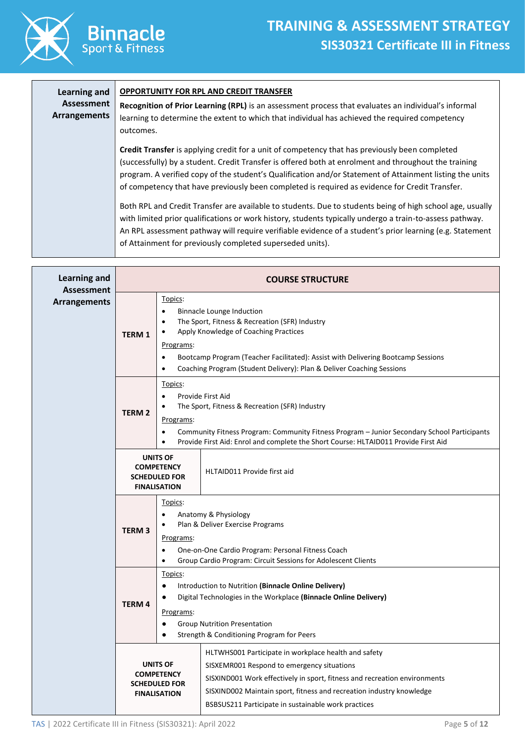| Learning and Assessment Arrangements | **OPPORTUNITY FOR RPL AND CREDIT TRANSFER**<br><br>**Recognition of Prior Learning (RPL)** is an assessment process that evaluates an individual's informal learning to determine the extent to which that individual has achieved the required competency outcomes.<br><br>**Credit Transfer** is applying credit for a unit of competency that has previously been completed (successfully) by a student. Credit Transfer is offered both at enrolment and throughout the training program. A verified copy of the student's Qualification and/or Statement of Attainment listing the units of competency that have previously been completed is required as evidence for Credit Transfer.<br><br>Both RPL and Credit Transfer are available to students. Due to students being of high school age, usually with limited prior qualifications or work history, students typically undergo a train-to-assess pathway. An RPL assessment pathway will require verifiable evidence of a student's prior learning (e.g. Statement of Attainment for previously completed superseded units). |
|---|---|

**Learning and Assessment Arrangements**

| COURSE STRUCTURE | |
|---|---|
| **TERM 1** | Topics:<br>• Binnacle Lounge Induction<br>• The Sport, Fitness & Recreation (SFR) Industry<br>• Apply Knowledge of Coaching Practices<br>Programs:<br>• Bootcamp Program (Teacher Facilitated): Assist with Delivering Bootcamp Sessions<br>• Coaching Program (Student Delivery): Plan & Deliver Coaching Sessions |
| **TERM 2** | Topics:<br>• Provide First Aid<br>• The Sport, Fitness & Recreation (SFR) Industry<br>Programs:<br>• Community Fitness Program: Community Fitness Program – Junior Secondary School Participants<br>• Provide First Aid: Enrol and complete the Short Course: HLTAID011 Provide First Aid |
| **UNITS OF COMPETENCY SCHEDULED FOR FINALISATION** | HLTAID011 Provide first aid |
| **TERM 3** | Topics:<br>• Anatomy & Physiology<br>• Plan & Deliver Exercise Programs<br>Programs:<br>• One-on-One Cardio Program: Personal Fitness Coach<br>• Group Cardio Program: Circuit Sessions for Adolescent Clients |
| **TERM 4** | Topics:<br>• Introduction to Nutrition **(Binnacle Online Delivery)**<br>• Digital Technologies in the Workplace **(Binnacle Online Delivery)**<br>Programs:<br>• Group Nutrition Presentation<br>• Strength & Conditioning Program for Peers |
| **UNITS OF COMPETENCY SCHEDULED FOR FINALISATION** | HLTWHS001 Participate in workplace health and safety<br>SISXEMR001 Respond to emergency situations<br>SISXIND001 Work effectively in sport, fitness and recreation environments<br>SISXIND002 Maintain sport, fitness and recreation industry knowledge<br>BSBSUS211 Participate in sustainable work practices |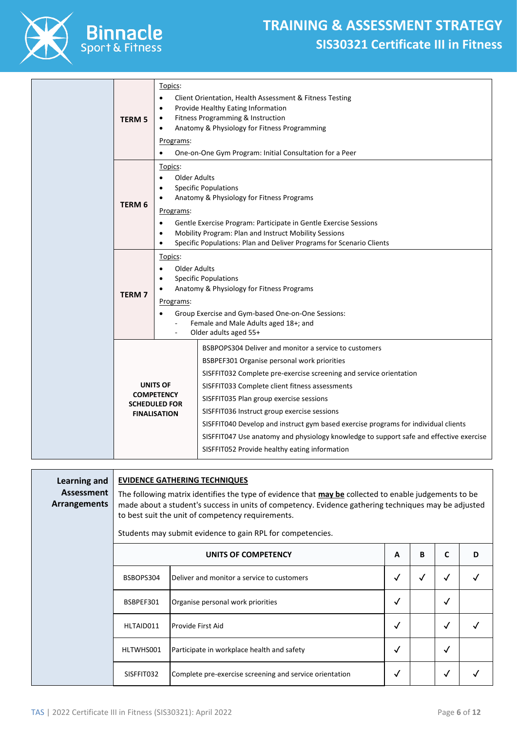| | | |
|---|---|---|
| | **TERM 5** | Topics:<br>• Client Orientation, Health Assessment & Fitness Testing<br>• Provide Healthy Eating Information<br>• Fitness Programming & Instruction<br>• Anatomy & Physiology for Fitness Programming<br>Programs:<br>• One-on-One Gym Program: Initial Consultation for a Peer |
| | **TERM 6** | Topics:<br>• Older Adults<br>• Specific Populations<br>• Anatomy & Physiology for Fitness Programs<br>Programs:<br>• Gentle Exercise Program: Participate in Gentle Exercise Sessions<br>• Mobility Program: Plan and Instruct Mobility Sessions<br>• Specific Populations: Plan and Deliver Programs for Scenario Clients |
| | **TERM 7** | Topics:<br>• Older Adults<br>• Specific Populations<br>• Anatomy & Physiology for Fitness Programs<br>Programs:<br>• Group Exercise and Gym-based One-on-One Sessions:<br>  - Female and Male Adults aged 18+; and<br>  - Older adults aged 55+ |
| | **UNITS OF COMPETENCY SCHEDULED FOR FINALISATION** | BSBPOPS304 Deliver and monitor a service to customers<br>BSBPEF301 Organise personal work priorities<br>SISFFIT032 Complete pre-exercise screening and service orientation<br>SISFFIT033 Complete client fitness assessments<br>SISFFIT035 Plan group exercise sessions<br>SISFFIT036 Instruct group exercise sessions<br>SISFFIT040 Develop and instruct gym based exercise programs for individual clients<br>SISFFIT047 Use anatomy and physiology knowledge to support safe and effective exercise<br>SISFFIT052 Provide healthy eating information |

**Learning and Assessment Arrangements**

**EVIDENCE GATHERING TECHNIQUES**

The following matrix identifies the type of evidence that **may be** collected to enable judgements to be made about a student's success in units of competency. Evidence gathering techniques may be adjusted to best suit the unit of competency requirements.

Students may submit evidence to gain RPL for competencies.

| UNITS OF COMPETENCY | | A | B | C | D |
|---|---|---|---|---|---|
| BSBOPS304 | Deliver and monitor a service to customers | ✓ | ✓ | ✓ | ✓ |
| BSBPEF301 | Organise personal work priorities | ✓ | | ✓ | |
| HLTAID011 | Provide First Aid | ✓ | | ✓ | ✓ |
| HLTWHS001 | Participate in workplace health and safety | ✓ | | ✓ | |
| SISFFIT032 | Complete pre-exercise screening and service orientation | ✓ | | ✓ | ✓ |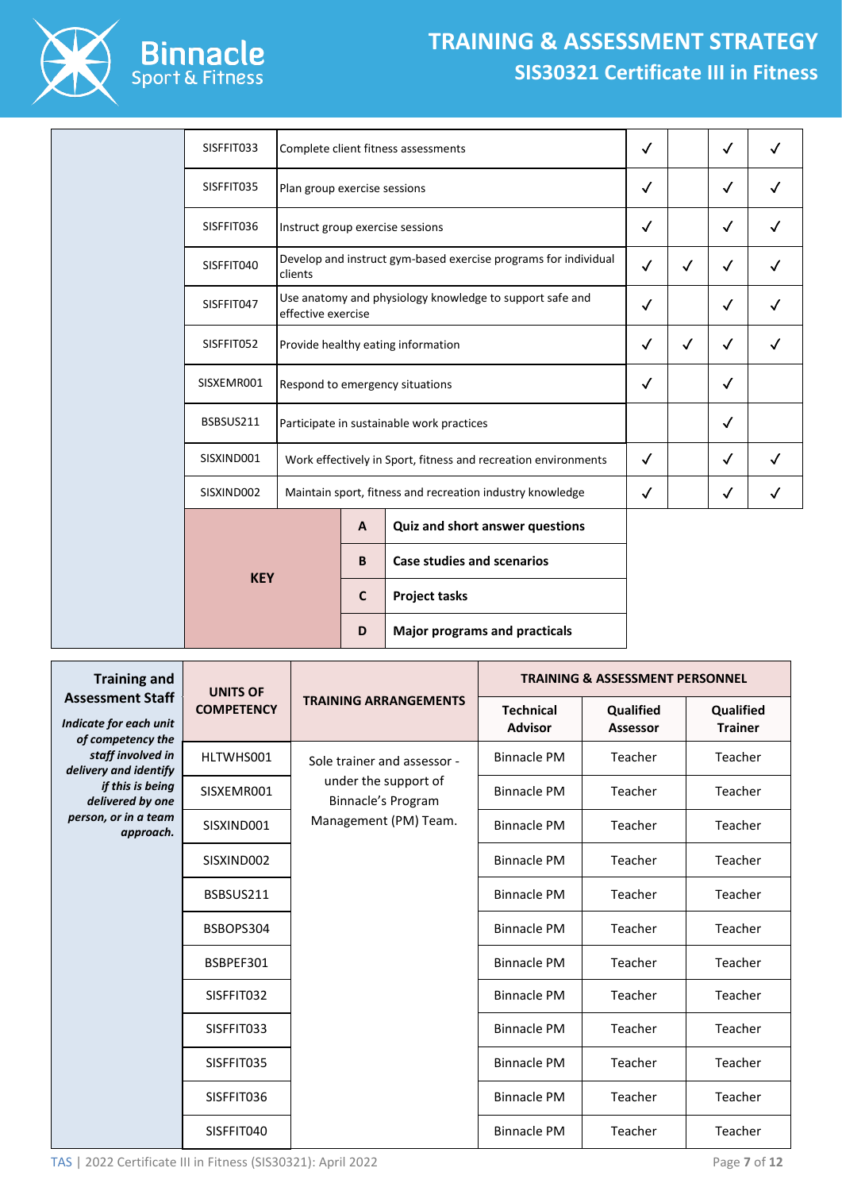| | | | A | B | C | D |
|---|---|---|---|---|---|---|
| | SISFFIT033 | Complete client fitness assessments | ✓ | | ✓ | ✓ |
| | SISFFIT035 | Plan group exercise sessions | ✓ | | ✓ | ✓ |
| | SISFFIT036 | Instruct group exercise sessions | ✓ | | ✓ | ✓ |
| | SISFFIT040 | Develop and instruct gym-based exercise programs for individual clients | ✓ | ✓ | ✓ | ✓ |
| | SISFFIT047 | Use anatomy and physiology knowledge to support safe and effective exercise | ✓ | | ✓ | ✓ |
| | SISFFIT052 | Provide healthy eating information | ✓ | ✓ | ✓ | ✓ |
| | SISXEMR001 | Respond to emergency situations | ✓ | | ✓ | |
| | BSBSUS211 | Participate in sustainable work practices | | | ✓ | |
| | SISXIND001 | Work effectively in Sport, fitness and recreation environments | ✓ | | ✓ | ✓ |
| | SISXIND002 | Maintain sport, fitness and recreation industry knowledge | ✓ | | ✓ | ✓ |

| KEY | | |
|---|---|---|
| | **A** | **Quiz and short answer questions** |
| | **B** | **Case studies and scenarios** |
| | **C** | **Project tasks** |
| | **D** | **Major programs and practicals** |

| **Training and Assessment Staff** | **UNITS OF COMPETENCY** | **TRAINING ARRANGEMENTS** | **TRAINING & ASSESSMENT PERSONNEL** | | |
|---|---|---|---|---|---|
| *Indicate for each unit of competency the staff involved in delivery and identify if this is being delivered by one person, or in a team approach.* | | | **Technical Advisor** | **Qualified Assessor** | **Qualified Trainer** |
| | HLTWHS001 | Sole trainer and assessor - under the support of Binnacle's Program Management (PM) Team. | Binnacle PM | Teacher | Teacher |
| | SISXEMR001 | | Binnacle PM | Teacher | Teacher |
| | SISXIND001 | | Binnacle PM | Teacher | Teacher |
| | SISXIND002 | | Binnacle PM | Teacher | Teacher |
| | BSBSUS211 | | Binnacle PM | Teacher | Teacher |
| | BSBOPS304 | | Binnacle PM | Teacher | Teacher |
| | BSBPEF301 | | Binnacle PM | Teacher | Teacher |
| | SISFFIT032 | | Binnacle PM | Teacher | Teacher |
| | SISFFIT033 | | Binnacle PM | Teacher | Teacher |
| | SISFFIT035 | | Binnacle PM | Teacher | Teacher |
| | SISFFIT036 | | Binnacle PM | Teacher | Teacher |
| | SISFFIT040 | | Binnacle PM | Teacher | Teacher |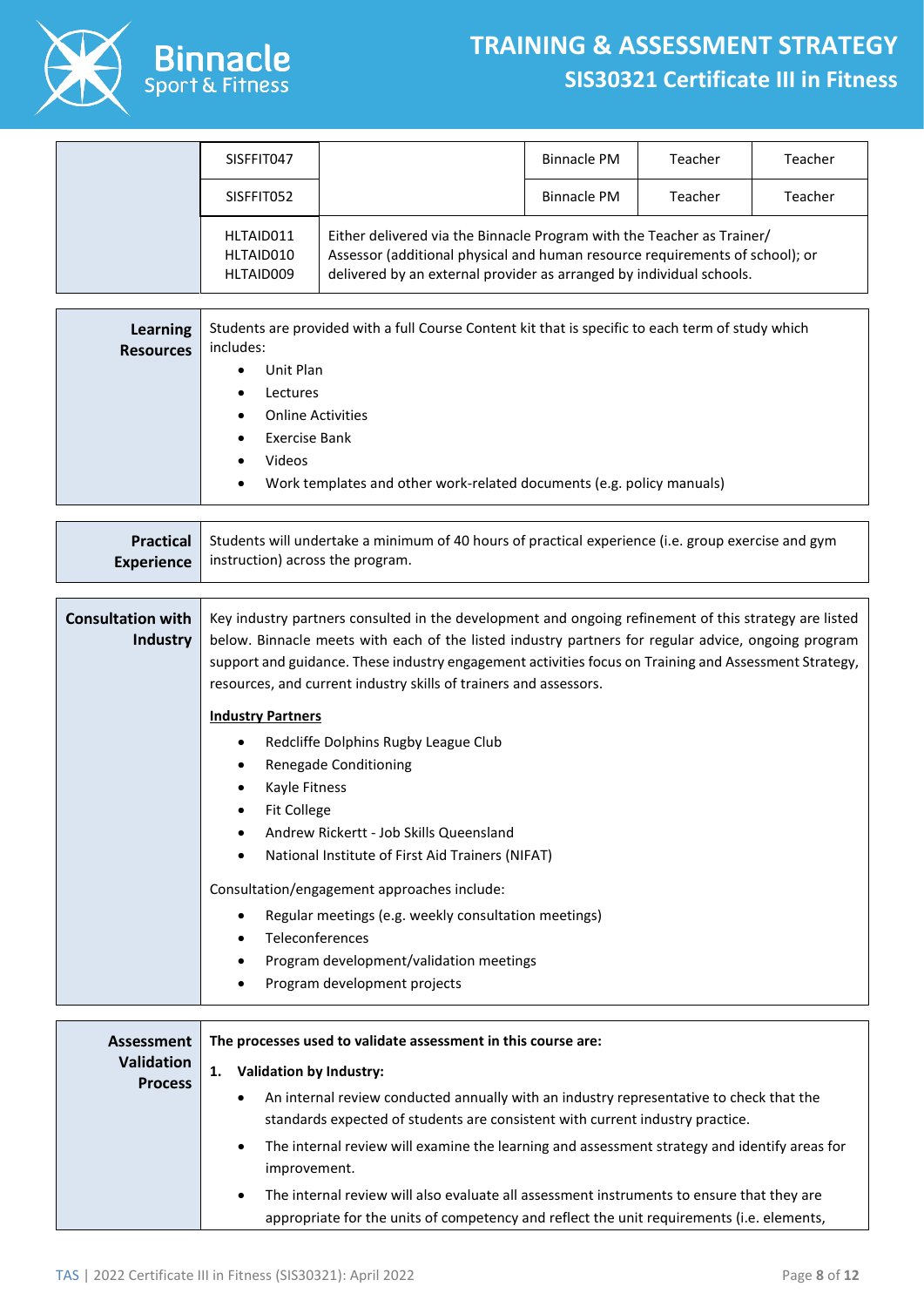| | | | | | |
|---|---|---|---|---|---|
| | SISFFIT047 | | Binnacle PM | Teacher | Teacher |
| | SISFFIT052 | | Binnacle PM | Teacher | Teacher |
| | HLTAID011<br>HLTAID010<br>HLTAID009 | Either delivered via the Binnacle Program with the Teacher as Trainer/ Assessor (additional physical and human resource requirements of school); or delivered by an external provider as arranged by individual schools. | | | |

| | |
|---|---|
| **Learning Resources** | Students are provided with a full Course Content kit that is specific to each term of study which includes:<br>• Unit Plan<br>• Lectures<br>• Online Activities<br>• Exercise Bank<br>• Videos<br>• Work templates and other work-related documents (e.g. policy manuals) |

| | |
|---|---|
| **Practical Experience** | Students will undertake a minimum of 40 hours of practical experience (i.e. group exercise and gym instruction) across the program. |

| | |
|---|---|
| **Consultation with Industry** | Key industry partners consulted in the development and ongoing refinement of this strategy are listed below. Binnacle meets with each of the listed industry partners for regular advice, ongoing program support and guidance. These industry engagement activities focus on Training and Assessment Strategy, resources, and current industry skills of trainers and assessors.<br><br>**Industry Partners**<br>• Redcliffe Dolphins Rugby League Club<br>• Renegade Conditioning<br>• Kayle Fitness<br>• Fit College<br>• Andrew Rickertt - Job Skills Queensland<br>• National Institute of First Aid Trainers (NIFAT)<br><br>Consultation/engagement approaches include:<br>• Regular meetings (e.g. weekly consultation meetings)<br>• Teleconferences<br>• Program development/validation meetings<br>• Program development projects |

| | |
|---|---|
| **Assessment Validation Process** | **The processes used to validate assessment in this course are:**<br>**1. Validation by Industry:**<br>• An internal review conducted annually with an industry representative to check that the standards expected of students are consistent with current industry practice.<br>• The internal review will examine the learning and assessment strategy and identify areas for improvement.<br>• The internal review will also evaluate all assessment instruments to ensure that they are appropriate for the units of competency and reflect the unit requirements (i.e. elements, |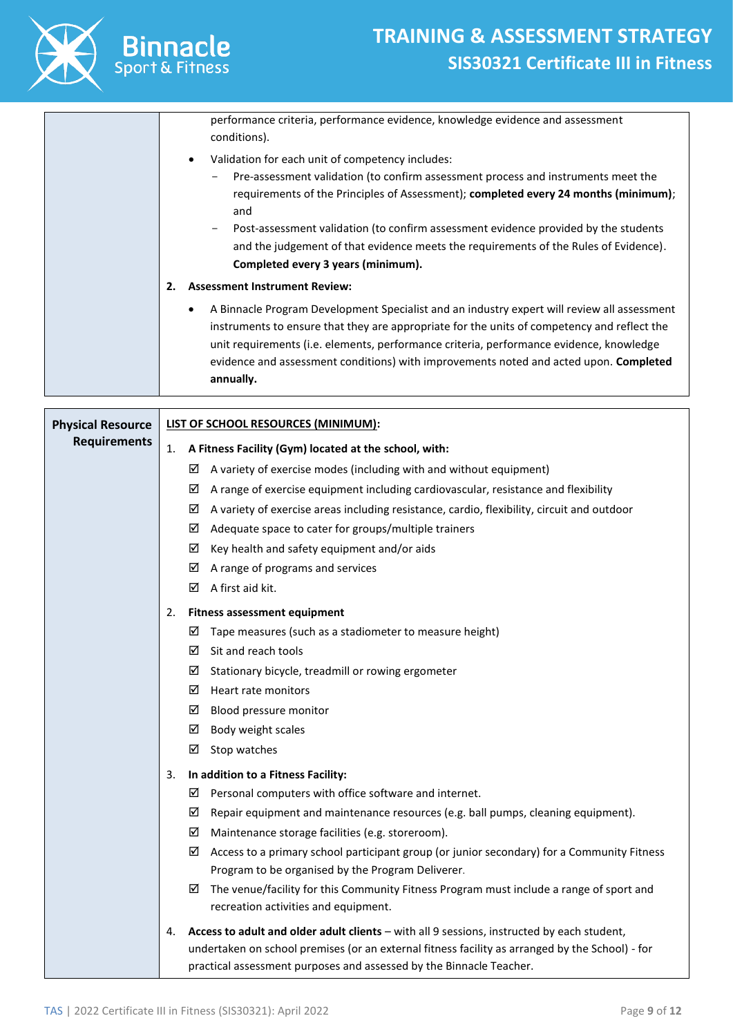|  |  |
|---|---|
|  | performance criteria, performance evidence, knowledge evidence and assessment conditions).<br>• Validation for each unit of competency includes:<br>− Pre-assessment validation (to confirm assessment process and instruments meet the requirements of the Principles of Assessment); **completed every 24 months (minimum)**; and<br>− Post-assessment validation (to confirm assessment evidence provided by the students and the judgement of that evidence meets the requirements of the Rules of Evidence). **Completed every 3 years (minimum).**<br>**2. Assessment Instrument Review:**<br>• A Binnacle Program Development Specialist and an industry expert will review all assessment instruments to ensure that they are appropriate for the units of competency and reflect the unit requirements (i.e. elements, performance criteria, performance evidence, knowledge evidence and assessment conditions) with improvements noted and acted upon. **Completed annually.** |

| **Physical Resource Requirements** | **LIST OF SCHOOL RESOURCES (MINIMUM):**<br>1. **A Fitness Facility (Gym) located at the school, with:**<br>☑ A variety of exercise modes (including with and without equipment)<br>☑ A range of exercise equipment including cardiovascular, resistance and flexibility<br>☑ A variety of exercise areas including resistance, cardio, flexibility, circuit and outdoor<br>☑ Adequate space to cater for groups/multiple trainers<br>☑ Key health and safety equipment and/or aids<br>☑ A range of programs and services<br>☑ A first aid kit.<br>2. **Fitness assessment equipment**<br>☑ Tape measures (such as a stadiometer to measure height)<br>☑ Sit and reach tools<br>☑ Stationary bicycle, treadmill or rowing ergometer<br>☑ Heart rate monitors<br>☑ Blood pressure monitor<br>☑ Body weight scales<br>☑ Stop watches<br>3. **In addition to a Fitness Facility:**<br>☑ Personal computers with office software and internet.<br>☑ Repair equipment and maintenance resources (e.g. ball pumps, cleaning equipment).<br>☑ Maintenance storage facilities (e.g. storeroom).<br>☑ Access to a primary school participant group (or junior secondary) for a Community Fitness Program to be organised by the Program Deliverer.<br>☑ The venue/facility for this Community Fitness Program must include a range of sport and recreation activities and equipment.<br>4. **Access to adult and older adult clients** – with all 9 sessions, instructed by each student, undertaken on school premises (or an external fitness facility as arranged by the School) - for practical assessment purposes and assessed by the Binnacle Teacher. |
|---|---|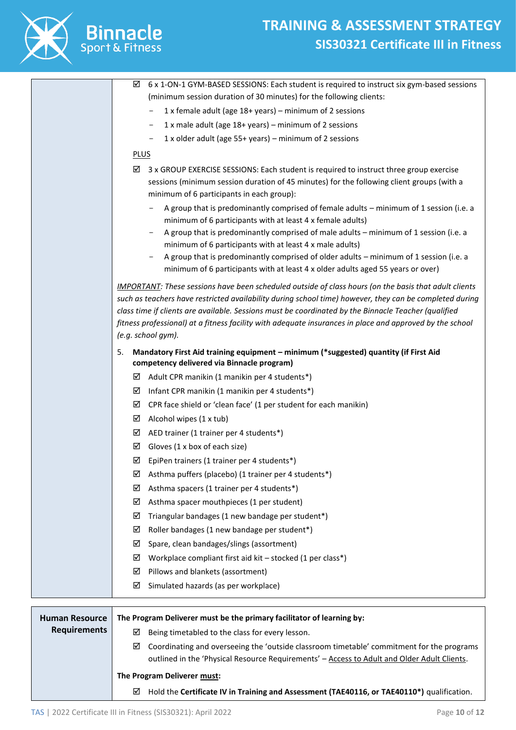☑ 6 x 1-ON-1 GYM-BASED SESSIONS: Each student is required to instruct six gym-based sessions (minimum session duration of 30 minutes) for the following clients:

- 1 x female adult (age 18+ years) – minimum of 2 sessions
- 1 x male adult (age 18+ years) – minimum of 2 sessions
- 1 x older adult (age 55+ years) – minimum of 2 sessions

PLUS

☑ 3 x GROUP EXERCISE SESSIONS: Each student is required to instruct three group exercise sessions (minimum session duration of 45 minutes) for the following client groups (with a minimum of 6 participants in each group):

- A group that is predominantly comprised of female adults – minimum of 1 session (i.e. a minimum of 6 participants with at least 4 x female adults)
- A group that is predominantly comprised of male adults – minimum of 1 session (i.e. a minimum of 6 participants with at least 4 x male adults)
- A group that is predominantly comprised of older adults – minimum of 1 session (i.e. a minimum of 6 participants with at least 4 x older adults aged 55 years or over)

*IMPORTANT: These sessions have been scheduled outside of class hours (on the basis that adult clients such as teachers have restricted availability during school time) however, they can be completed during class time if clients are available. Sessions must be coordinated by the Binnacle Teacher (qualified fitness professional) at a fitness facility with adequate insurances in place and approved by the school (e.g. school gym).*

5. **Mandatory First Aid training equipment – minimum (*suggested) quantity (if First Aid competency delivered via Binnacle program)**

☑ Adult CPR manikin (1 manikin per 4 students*)
☑ Infant CPR manikin (1 manikin per 4 students*)
☑ CPR face shield or 'clean face' (1 per student for each manikin)
☑ Alcohol wipes (1 x tub)
☑ AED trainer (1 trainer per 4 students*)
☑ Gloves (1 x box of each size)
☑ EpiPen trainers (1 trainer per 4 students*)
☑ Asthma puffers (placebo) (1 trainer per 4 students*)
☑ Asthma spacers (1 trainer per 4 students*)
☑ Asthma spacer mouthpieces (1 per student)
☑ Triangular bandages (1 new bandage per student*)
☑ Roller bandages (1 new bandage per student*)
☑ Spare, clean bandages/slings (assortment)
☑ Workplace compliant first aid kit – stocked (1 per class*)
☑ Pillows and blankets (assortment)
☑ Simulated hazards (as per workplace)

**Human Resource Requirements**

**The Program Deliverer must be the primary facilitator of learning by:**

☑ Being timetabled to the class for every lesson.
☑ Coordinating and overseeing the 'outside classroom timetable' commitment for the programs outlined in the 'Physical Resource Requirements' – Access to Adult and Older Adult Clients.

**The Program Deliverer must:**

☑ Hold the **Certificate IV in Training and Assessment (TAE40116, or TAE40110*)** qualification.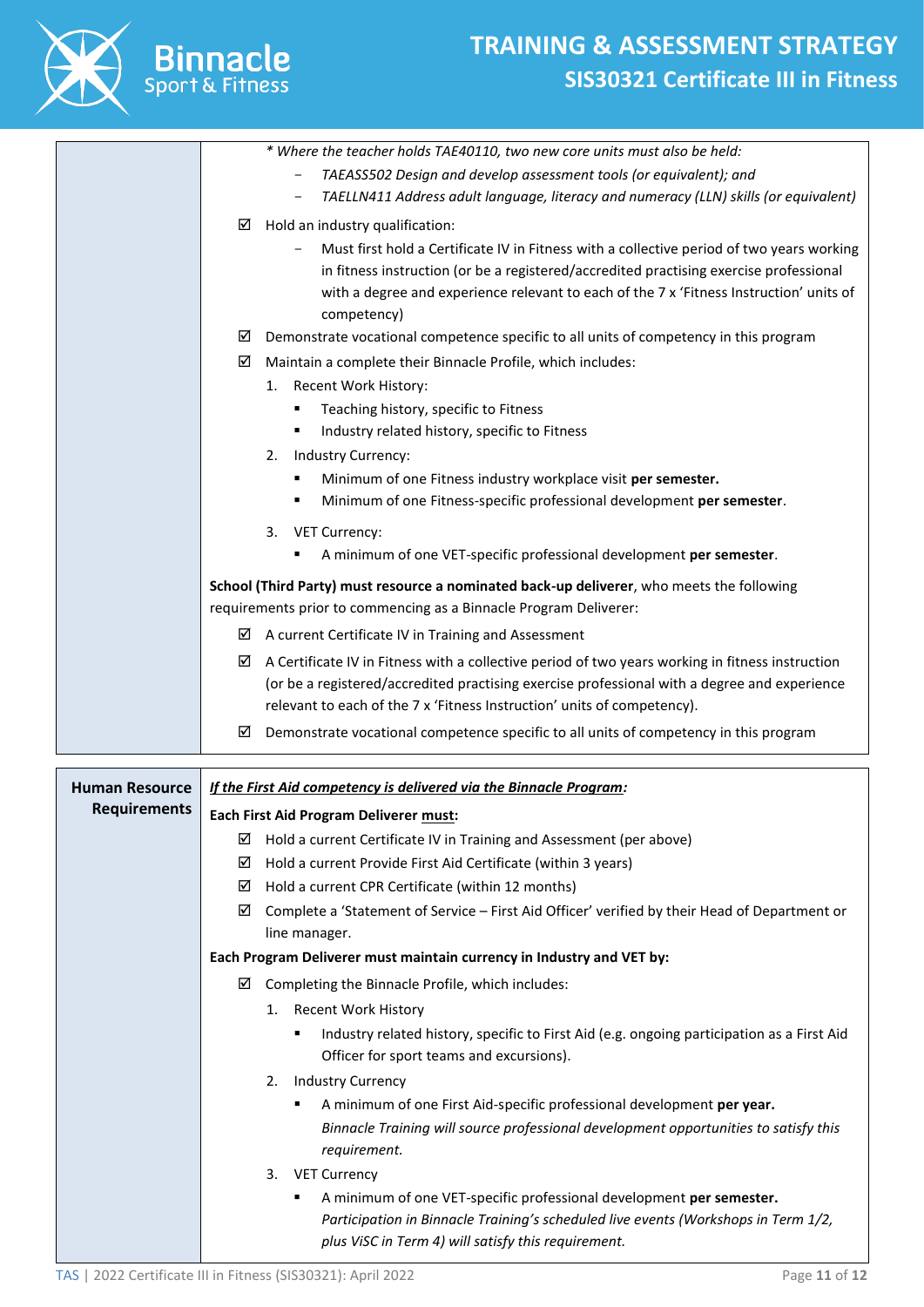| | |
|---|---|
| | * *Where the teacher holds TAE40110, two new core units must also be held:*<br>− *TAEASS502 Design and develop assessment tools (or equivalent); and*<br>− *TAELLN411 Address adult language, literacy and numeracy (LLN) skills (or equivalent)*<br>☑ Hold an industry qualification:<br>− Must first hold a Certificate IV in Fitness with a collective period of two years working in fitness instruction (or be a registered/accredited practising exercise professional with a degree and experience relevant to each of the 7 x 'Fitness Instruction' units of competency)<br>☑ Demonstrate vocational competence specific to all units of competency in this program<br>☑ Maintain a complete their Binnacle Profile, which includes:<br>1. Recent Work History:<br>▪ Teaching history, specific to Fitness<br>▪ Industry related history, specific to Fitness<br>2. Industry Currency:<br>▪ Minimum of one Fitness industry workplace visit **per semester.**<br>▪ Minimum of one Fitness-specific professional development **per semester**.<br>3. VET Currency:<br>▪ A minimum of one VET-specific professional development **per semester**.<br><br>**School (Third Party) must resource a nominated back-up deliverer**, who meets the following requirements prior to commencing as a Binnacle Program Deliverer:<br>☑ A current Certificate IV in Training and Assessment<br>☑ A Certificate IV in Fitness with a collective period of two years working in fitness instruction (or be a registered/accredited practising exercise professional with a degree and experience relevant to each of the 7 x 'Fitness Instruction' units of competency).<br>☑ Demonstrate vocational competence specific to all units of competency in this program |

| | |
|---|---|
| **Human Resource Requirements** | ***If the First Aid competency is delivered via the Binnacle Program:***<br>**Each First Aid Program Deliverer must:**<br>☑ Hold a current Certificate IV in Training and Assessment (per above)<br>☑ Hold a current Provide First Aid Certificate (within 3 years)<br>☑ Hold a current CPR Certificate (within 12 months)<br>☑ Complete a 'Statement of Service – First Aid Officer' verified by their Head of Department or line manager.<br>**Each Program Deliverer must maintain currency in Industry and VET by:**<br>☑ Completing the Binnacle Profile, which includes:<br>1. Recent Work History<br>▪ Industry related history, specific to First Aid (e.g. ongoing participation as a First Aid Officer for sport teams and excursions).<br>2. Industry Currency<br>▪ A minimum of one First Aid-specific professional development **per year.**<br>*Binnacle Training will source professional development opportunities to satisfy this requirement.*<br>3. VET Currency<br>▪ A minimum of one VET-specific professional development **per semester.**<br>*Participation in Binnacle Training's scheduled live events (Workshops in Term 1/2, plus ViSC in Term 4) will satisfy this requirement.* |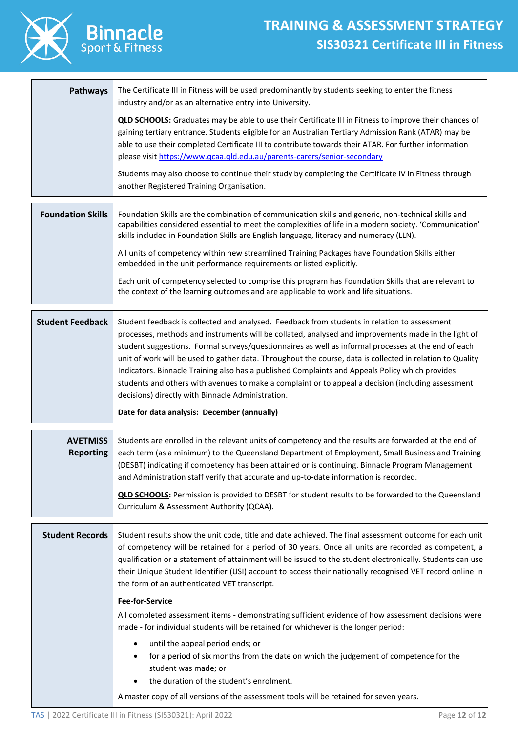| | |
|---|---|
| **Pathways** | The Certificate III in Fitness will be used predominantly by students seeking to enter the fitness industry and/or as an alternative entry into University.<br><br>**QLD SCHOOLS:** Graduates may be able to use their Certificate III in Fitness to improve their chances of gaining tertiary entrance. Students eligible for an Australian Tertiary Admission Rank (ATAR) may be able to use their completed Certificate III to contribute towards their ATAR. For further information please visit https://www.qcaa.qld.edu.au/parents-carers/senior-secondary<br><br>Students may also choose to continue their study by completing the Certificate IV in Fitness through another Registered Training Organisation. |

| | |
|---|---|
| **Foundation Skills** | Foundation Skills are the combination of communication skills and generic, non-technical skills and capabilities considered essential to meet the complexities of life in a modern society. 'Communication' skills included in Foundation Skills are English language, literacy and numeracy (LLN).<br><br>All units of competency within new streamlined Training Packages have Foundation Skills either embedded in the unit performance requirements or listed explicitly.<br><br>Each unit of competency selected to comprise this program has Foundation Skills that are relevant to the context of the learning outcomes and are applicable to work and life situations. |

| | |
|---|---|
| **Student Feedback** | Student feedback is collected and analysed. Feedback from students in relation to assessment processes, methods and instruments will be collated, analysed and improvements made in the light of student suggestions. Formal surveys/questionnaires as well as informal processes at the end of each unit of work will be used to gather data. Throughout the course, data is collected in relation to Quality Indicators. Binnacle Training also has a published Complaints and Appeals Policy which provides students and others with avenues to make a complaint or to appeal a decision (including assessment decisions) directly with Binnacle Administration.<br><br>**Date for data analysis: December (annually)** |

| | |
|---|---|
| **AVETMISS Reporting** | Students are enrolled in the relevant units of competency and the results are forwarded at the end of each term (as a minimum) to the Queensland Department of Employment, Small Business and Training (DESBT) indicating if competency has been attained or is continuing. Binnacle Program Management and Administration staff verify that accurate and up-to-date information is recorded.<br><br>**QLD SCHOOLS:** Permission is provided to DESBT for student results to be forwarded to the Queensland Curriculum & Assessment Authority (QCAA). |

| | |
|---|---|
| **Student Records** | Student results show the unit code, title and date achieved. The final assessment outcome for each unit of competency will be retained for a period of 30 years. Once all units are recorded as competent, a qualification or a statement of attainment will be issued to the student electronically. Students can use their Unique Student Identifier (USI) account to access their nationally recognised VET record online in the form of an authenticated VET transcript.<br><br>**Fee-for-Service**<br><br>All completed assessment items - demonstrating sufficient evidence of how assessment decisions were made - for individual students will be retained for whichever is the longer period:<br>• until the appeal period ends; or<br>• for a period of six months from the date on which the judgement of competence for the student was made; or<br>• the duration of the student's enrolment.<br><br>A master copy of all versions of the assessment tools will be retained for seven years. |